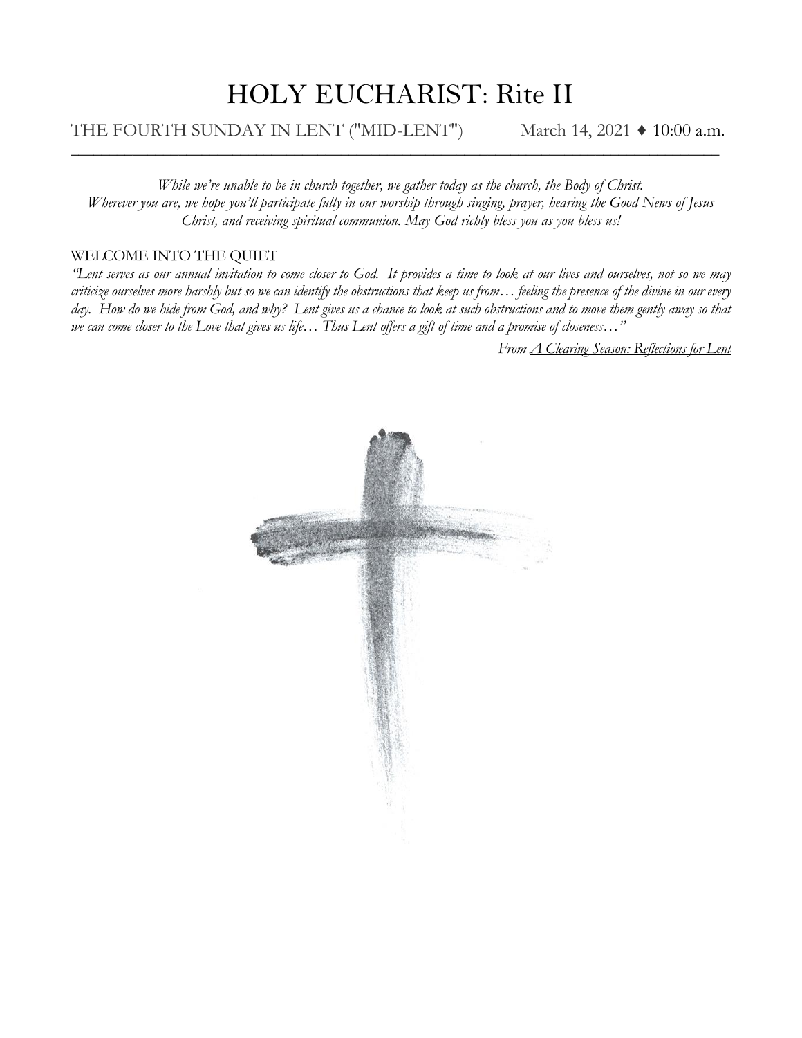# HOLY EUCHARIST: Rite II

THE FOURTH SUNDAY IN LENT ("MID-LENT") March 14, 2021 ♦ 10:00 a.m.

---

*While we're unable to be in church together, we gather today as the church, the Body of Christ. Wherever you are, we hope you'll participate fully in our worship through singing, prayer, hearing the Good News of Jesus Christ, and receiving spiritual communion. May God richly bless you as you bless us!*

WELCOME INTO THE QUIET

*"Lent serves as our annual invitation to come closer to God. It provides a time to look at our lives and ourselves, not so we may criticize ourselves more harshly but so we can identify the obstructions that keep us from… feeling the presence of the divine in our every day. How do we hide from God, and why? Lent gives us a chance to look at such obstructions and to move them gently away so that we can come closer to the Love that gives us life… Thus Lent offers a gift of time and a promise of closeness…"*

*From A Clearing Season: Reflections for Lent*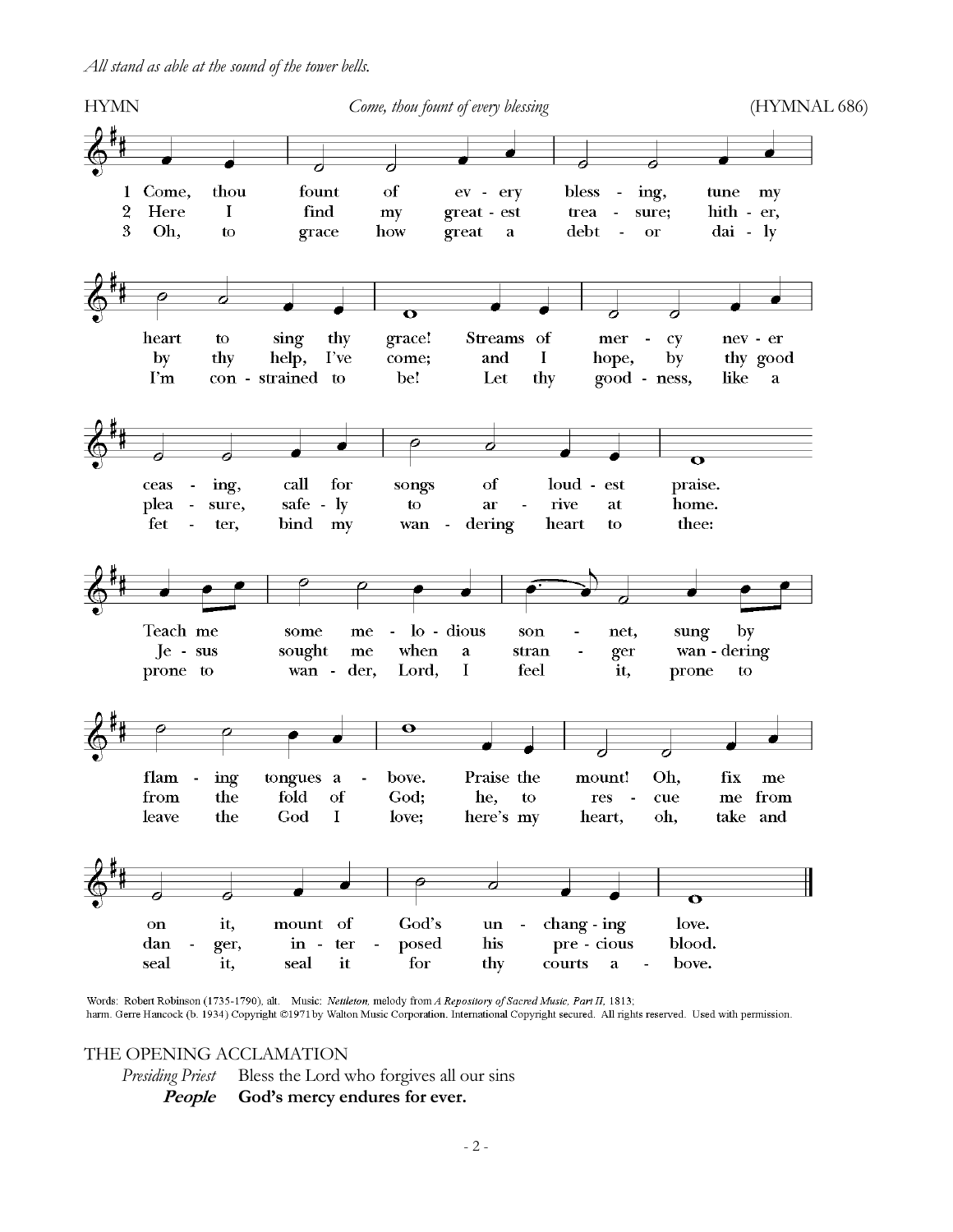*All stand as able at the sound of the tower bells.*

HYMN *Come, thou fount of every blessing* (HYMNAL 686)

1 Come, thou fount of every blessing, tune my heart to sing thy grace! Streams of mercy never ceasing, call for songs of loudest praise. Teach me some melodious sonnet, sung by flaming tongues above. Praise the mount! Oh, fix me on it, mount of God's unchanging love.

2 Here I find my greatest treasure; hither, by thy help, I've come; and I hope, by thy good pleasure, safely to arrive at home. Jesus sought me when a stranger wandering from the fold of God; he, to rescue me from danger, interposed his precious blood.

3 Oh, to grace how great a debtor daily I'm constrained to be! Let thy goodness, like a fetter, bind my wandering heart to thee: prone to wander, Lord, I feel it, prone to leave the God I love; here's my heart, oh, take and seal it, seal it for thy courts above.

Words: Robert Robinson (1735-1790), alt. Music: *Nettleton*, melody from *A Repository of Sacred Music, Part II*, 1813; harm. Gerre Hancock (b. 1934) Copyright ©1971 by Walton Music Corporation. International Copyright secured. All rights reserved. Used with permission.

THE OPENING ACCLAMATION

*Presiding Priest* Bless the Lord who forgives all our sins

***People*** **God's mercy endures for ever.**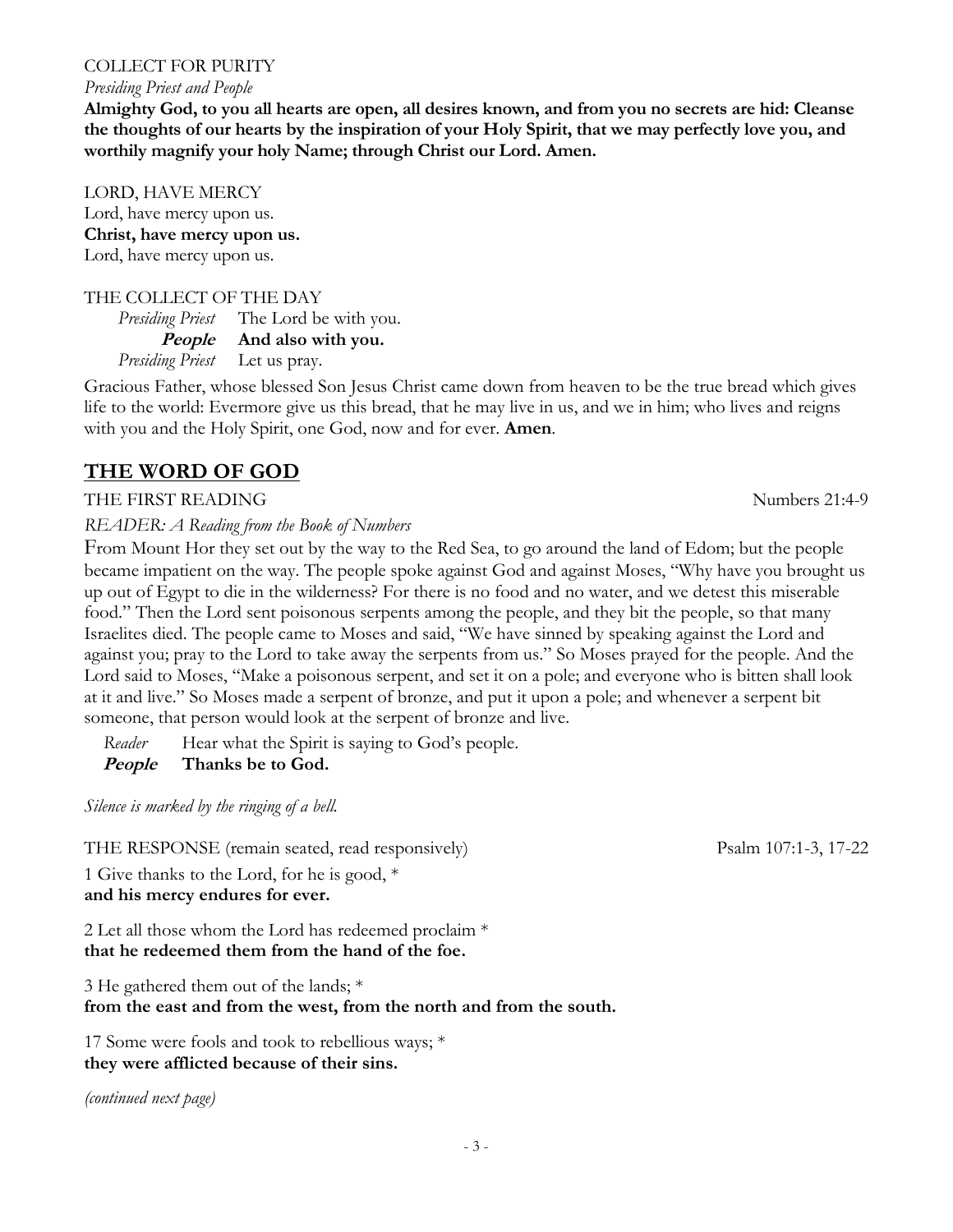COLLECT FOR PURITY

*Presiding Priest and People*

**Almighty God, to you all hearts are open, all desires known, and from you no secrets are hid: Cleanse the thoughts of our hearts by the inspiration of your Holy Spirit, that we may perfectly love you, and worthily magnify your holy Name; through Christ our Lord. Amen.**

LORD, HAVE MERCY

Lord, have mercy upon us.
**Christ, have mercy upon us.**
Lord, have mercy upon us.

THE COLLECT OF THE DAY

*Presiding Priest* The Lord be with you.
***People*** **And also with you.**
*Presiding Priest* Let us pray.

Gracious Father, whose blessed Son Jesus Christ came down from heaven to be the true bread which gives life to the world: Evermore give us this bread, that he may live in us, and we in him; who lives and reigns with you and the Holy Spirit, one God, now and for ever. **Amen**.

## THE WORD OF GOD

THE FIRST READING Numbers 21:4-9

*READER: A Reading from the Book of Numbers*

From Mount Hor they set out by the way to the Red Sea, to go around the land of Edom; but the people became impatient on the way. The people spoke against God and against Moses, "Why have you brought us up out of Egypt to die in the wilderness? For there is no food and no water, and we detest this miserable food." Then the Lord sent poisonous serpents among the people, and they bit the people, so that many Israelites died. The people came to Moses and said, "We have sinned by speaking against the Lord and against you; pray to the Lord to take away the serpents from us." So Moses prayed for the people. And the Lord said to Moses, "Make a poisonous serpent, and set it on a pole; and everyone who is bitten shall look at it and live." So Moses made a serpent of bronze, and put it upon a pole; and whenever a serpent bit someone, that person would look at the serpent of bronze and live.

*Reader* Hear what the Spirit is saying to God's people.
***People*** **Thanks be to God.**

*Silence is marked by the ringing of a bell.*

THE RESPONSE (remain seated, read responsively) Psalm 107:1-3, 17-22

1 Give thanks to the Lord, for he is good, *
**and his mercy endures for ever.**

2 Let all those whom the Lord has redeemed proclaim *
**that he redeemed them from the hand of the foe.**

3 He gathered them out of the lands; *
**from the east and from the west, from the north and from the south.**

17 Some were fools and took to rebellious ways; *
**they were afflicted because of their sins.**

*(continued next page)*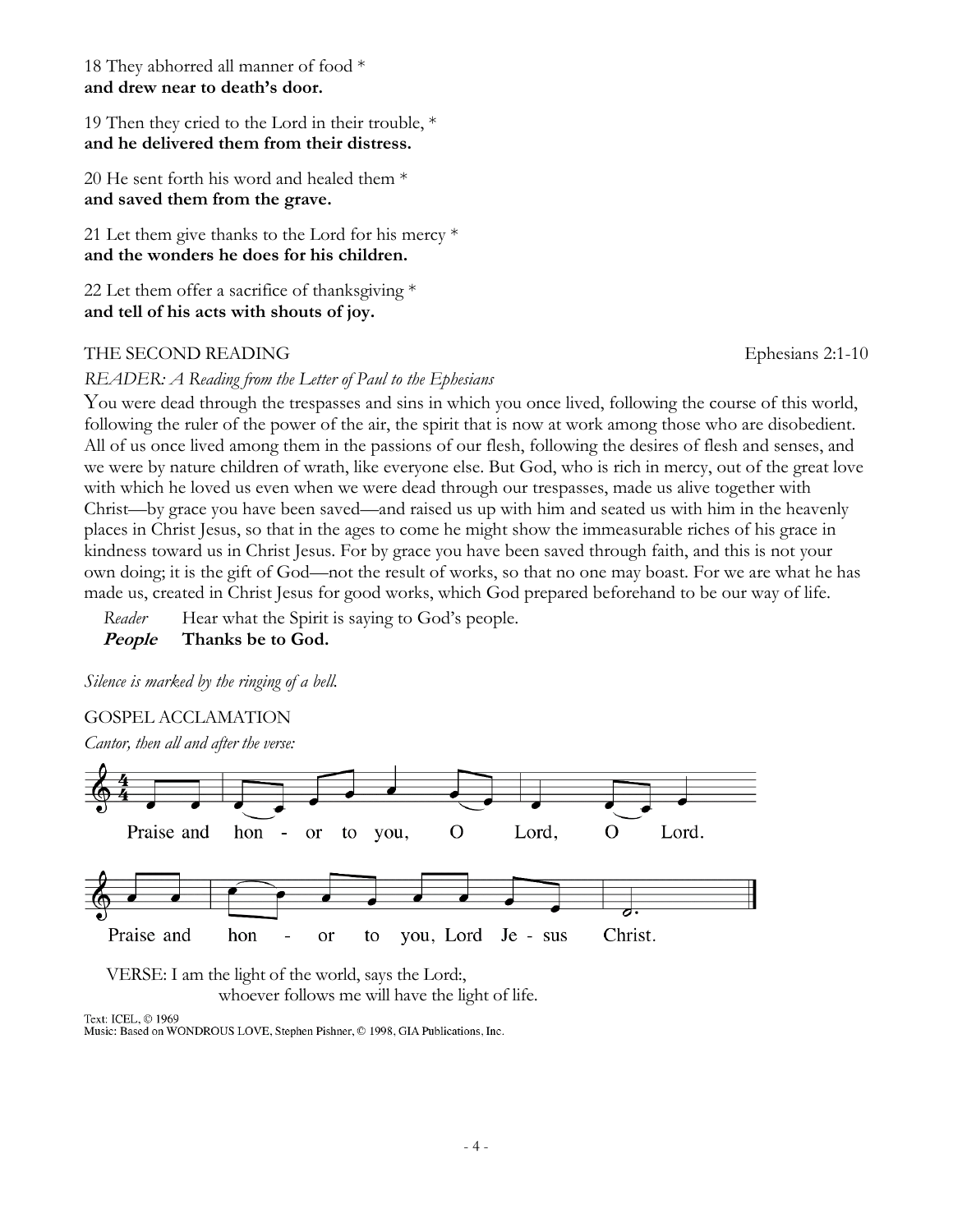18 They abhorred all manner of food *
**and drew near to death's door.**

19 Then they cried to the Lord in their trouble, *
**and he delivered them from their distress.**

20 He sent forth his word and healed them *
**and saved them from the grave.**

21 Let them give thanks to the Lord for his mercy *
**and the wonders he does for his children.**

22 Let them offer a sacrifice of thanksgiving *
**and tell of his acts with shouts of joy.**

THE SECOND READING Ephesians 2:1-10

*READER: A Reading from the Letter of Paul to the Ephesians*

You were dead through the trespasses and sins in which you once lived, following the course of this world, following the ruler of the power of the air, the spirit that is now at work among those who are disobedient. All of us once lived among them in the passions of our flesh, following the desires of flesh and senses, and we were by nature children of wrath, like everyone else. But God, who is rich in mercy, out of the great love with which he loved us even when we were dead through our trespasses, made us alive together with Christ—by grace you have been saved—and raised us up with him and seated us with him in the heavenly places in Christ Jesus, so that in the ages to come he might show the immeasurable riches of his grace in kindness toward us in Christ Jesus. For by grace you have been saved through faith, and this is not your own doing; it is the gift of God—not the result of works, so that no one may boast. For we are what he has made us, created in Christ Jesus for good works, which God prepared beforehand to be our way of life.

*Reader* Hear what the Spirit is saying to God's people.
***People*** **Thanks be to God.**

*Silence is marked by the ringing of a bell.*

GOSPEL ACCLAMATION

*Cantor, then all and after the verse:*

Praise and hon - or to you, O Lord, O Lord.
Praise and hon - or to you, Lord Je - sus Christ.

VERSE: I am the light of the world, says the Lord:,
whoever follows me will have the light of life.

Text: ICEL, © 1969
Music: Based on WONDROUS LOVE, Stephen Pishner, © 1998, GIA Publications, Inc.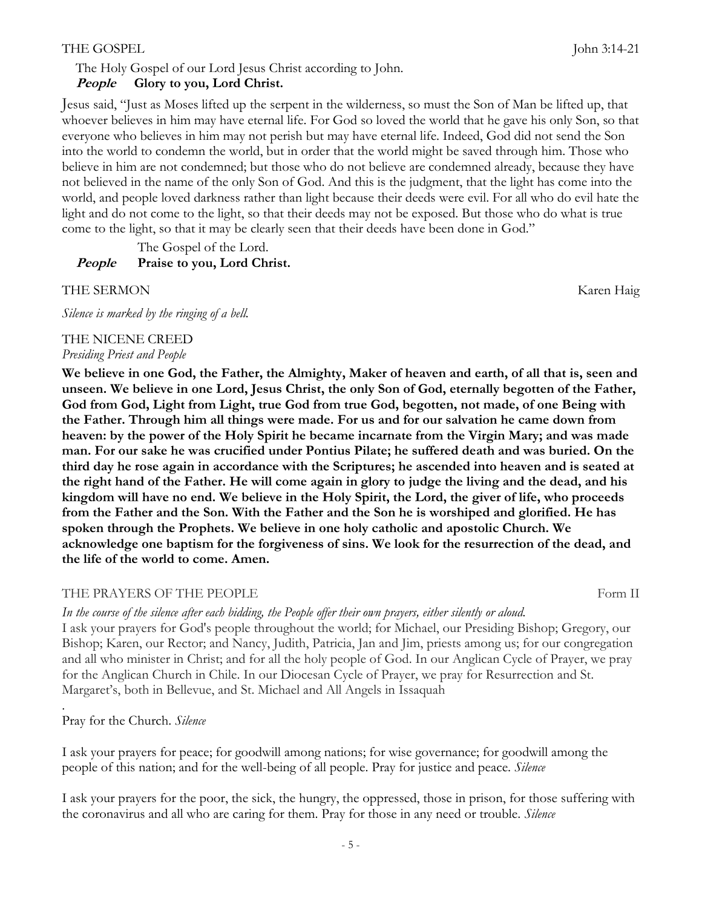THE GOSPEL John 3:14-21

The Holy Gospel of our Lord Jesus Christ according to John.
***People*** **Glory to you, Lord Christ.**

Jesus said, "Just as Moses lifted up the serpent in the wilderness, so must the Son of Man be lifted up, that whoever believes in him may have eternal life. For God so loved the world that he gave his only Son, so that everyone who believes in him may not perish but may have eternal life. Indeed, God did not send the Son into the world to condemn the world, but in order that the world might be saved through him. Those who believe in him are not condemned; but those who do not believe are condemned already, because they have not believed in the name of the only Son of God. And this is the judgment, that the light has come into the world, and people loved darkness rather than light because their deeds were evil. For all who do evil hate the light and do not come to the light, so that their deeds may not be exposed. But those who do what is true come to the light, so that it may be clearly seen that their deeds have been done in God."

The Gospel of the Lord.
***People*** **Praise to you, Lord Christ.**

THE SERMON Karen Haig

*Silence is marked by the ringing of a bell.*

THE NICENE CREED
*Presiding Priest and People*

**We believe in one God, the Father, the Almighty, Maker of heaven and earth, of all that is, seen and unseen. We believe in one Lord, Jesus Christ, the only Son of God, eternally begotten of the Father, God from God, Light from Light, true God from true God, begotten, not made, of one Being with the Father. Through him all things were made. For us and for our salvation he came down from heaven: by the power of the Holy Spirit he became incarnate from the Virgin Mary; and was made man. For our sake he was crucified under Pontius Pilate; he suffered death and was buried. On the third day he rose again in accordance with the Scriptures; he ascended into heaven and is seated at the right hand of the Father. He will come again in glory to judge the living and the dead, and his kingdom will have no end. We believe in the Holy Spirit, the Lord, the giver of life, who proceeds from the Father and the Son. With the Father and the Son he is worshiped and glorified. He has spoken through the Prophets. We believe in one holy catholic and apostolic Church. We acknowledge one baptism for the forgiveness of sins. We look for the resurrection of the dead, and the life of the world to come. Amen.**

THE PRAYERS OF THE PEOPLE Form II

*In the course of the silence after each bidding, the People offer their own prayers, either silently or aloud.*
I ask your prayers for God's people throughout the world; for Michael, our Presiding Bishop; Gregory, our Bishop; Karen, our Rector; and Nancy, Judith, Patricia, Jan and Jim, priests among us; for our congregation and all who minister in Christ; and for all the holy people of God. In our Anglican Cycle of Prayer, we pray for the Anglican Church in Chile. In our Diocesan Cycle of Prayer, we pray for Resurrection and St. Margaret's, both in Bellevue, and St. Michael and All Angels in Issaquah
.
Pray for the Church. *Silence*

I ask your prayers for peace; for goodwill among nations; for wise governance; for goodwill among the people of this nation; and for the well-being of all people. Pray for justice and peace. *Silence*

I ask your prayers for the poor, the sick, the hungry, the oppressed, those in prison, for those suffering with the coronavirus and all who are caring for them. Pray for those in any need or trouble. *Silence*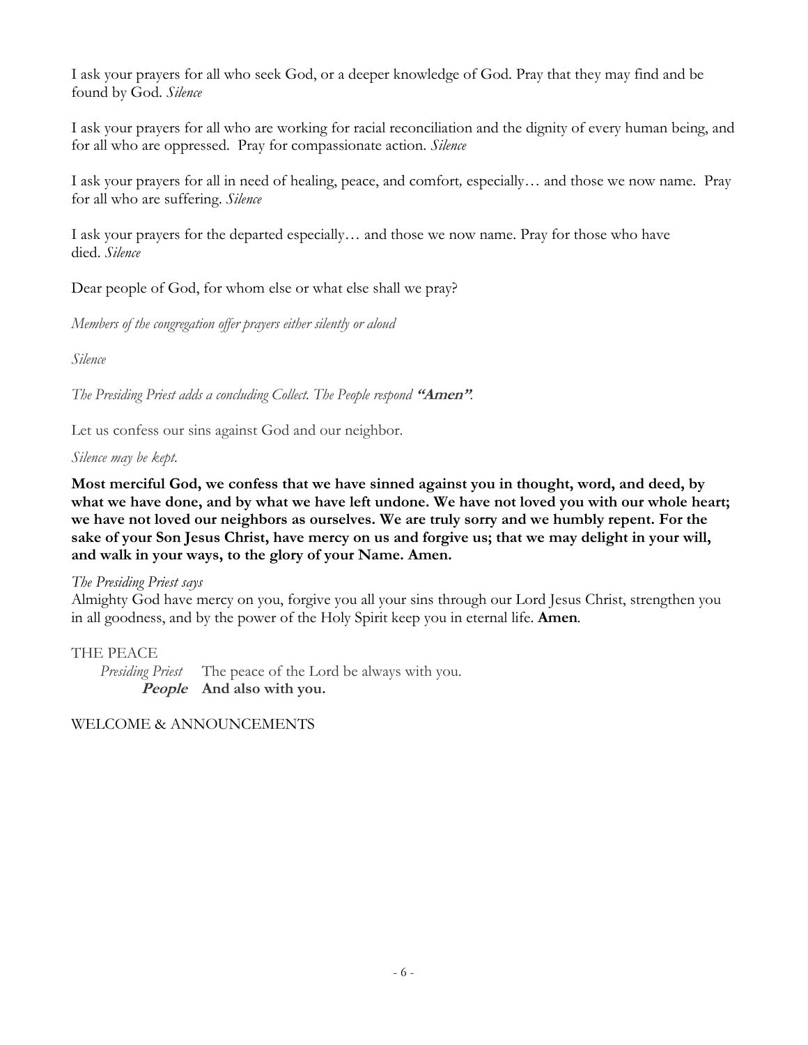I ask your prayers for all who seek God, or a deeper knowledge of God. Pray that they may find and be found by God. *Silence*

I ask your prayers for all who are working for racial reconciliation and the dignity of every human being, and for all who are oppressed. Pray for compassionate action. *Silence*

I ask your prayers for all in need of healing, peace, and comfort, especially… and those we now name. Pray for all who are suffering. *Silence*

I ask your prayers for the departed especially… and those we now name. Pray for those who have died. *Silence*

Dear people of God, for whom else or what else shall we pray?

*Members of the congregation offer prayers either silently or aloud*

*Silence*

*The Presiding Priest adds a concluding Collect. The People respond* ***"Amen"****.*

Let us confess our sins against God and our neighbor.

*Silence may be kept.*

**Most merciful God, we confess that we have sinned against you in thought, word, and deed, by what we have done, and by what we have left undone. We have not loved you with our whole heart; we have not loved our neighbors as ourselves. We are truly sorry and we humbly repent. For the sake of your Son Jesus Christ, have mercy on us and forgive us; that we may delight in your will, and walk in your ways, to the glory of your Name. Amen.**

*The Presiding Priest says*
Almighty God have mercy on you, forgive you all your sins through our Lord Jesus Christ, strengthen you in all goodness, and by the power of the Holy Spirit keep you in eternal life. **Amen**.

THE PEACE

*Presiding Priest* The peace of the Lord be always with you.
***People*** **And also with you.**

WELCOME & ANNOUNCEMENTS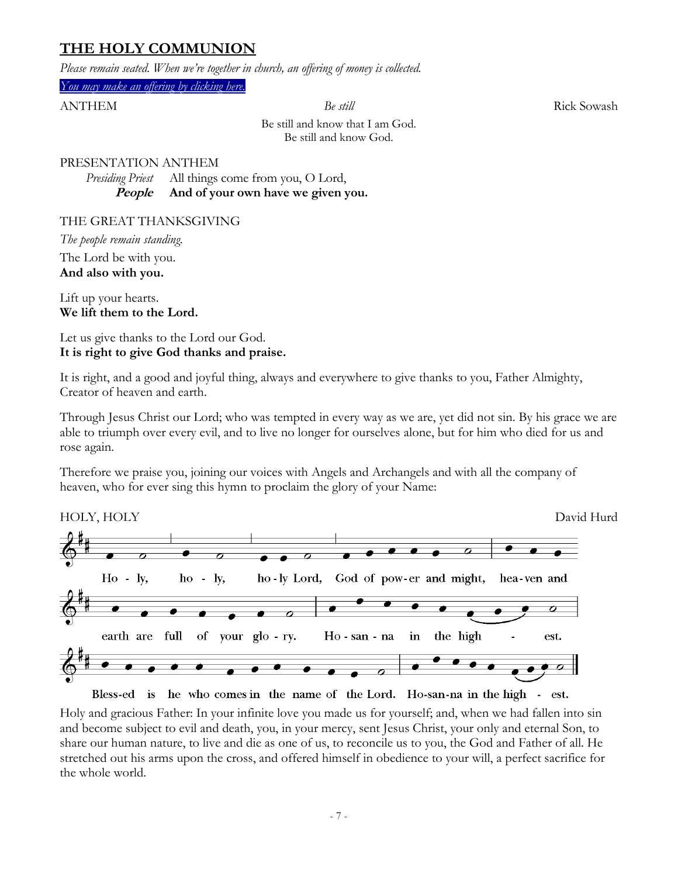## THE HOLY COMMUNION

*Please remain seated. When we're together in church, an offering of money is collected.*

*You may make an offering by clicking here.*

ANTHEM *Be still* Rick Sowash

Be still and know that I am God.
Be still and know God.

PRESENTATION ANTHEM

*Presiding Priest* All things come from you, O Lord,
***People*** **And of your own have we given you.**

THE GREAT THANKSGIVING

*The people remain standing.*

The Lord be with you.
**And also with you.**

Lift up your hearts.
**We lift them to the Lord.**

Let us give thanks to the Lord our God.
**It is right to give God thanks and praise.**

It is right, and a good and joyful thing, always and everywhere to give thanks to you, Father Almighty, Creator of heaven and earth.

Through Jesus Christ our Lord; who was tempted in every way as we are, yet did not sin. By his grace we are able to triumph over every evil, and to live no longer for ourselves alone, but for him who died for us and rose again.

Therefore we praise you, joining our voices with Angels and Archangels and with all the company of heaven, who for ever sing this hymn to proclaim the glory of your Name:

HOLY, HOLY David Hurd

Ho - ly, ho - ly, ho - ly Lord, God of pow - er and might, hea - ven and earth are full of your glo - ry. Ho - san - na in the high - est.

Bless-ed is he who comes in the name of the Lord. Ho-san-na in the high - est.

Holy and gracious Father: In your infinite love you made us for yourself; and, when we had fallen into sin and become subject to evil and death, you, in your mercy, sent Jesus Christ, your only and eternal Son, to share our human nature, to live and die as one of us, to reconcile us to you, the God and Father of all. He stretched out his arms upon the cross, and offered himself in obedience to your will, a perfect sacrifice for the whole world.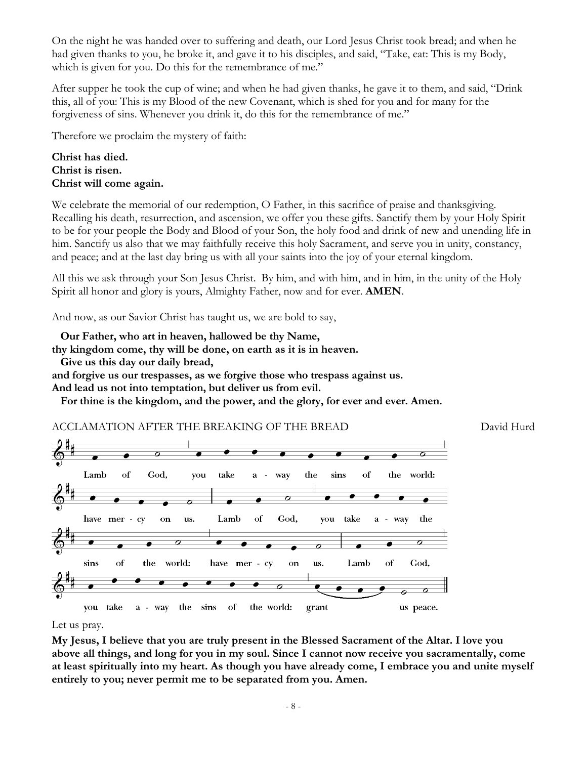On the night he was handed over to suffering and death, our Lord Jesus Christ took bread; and when he had given thanks to you, he broke it, and gave it to his disciples, and said, "Take, eat: This is my Body, which is given for you. Do this for the remembrance of me."

After supper he took the cup of wine; and when he had given thanks, he gave it to them, and said, "Drink this, all of you: This is my Blood of the new Covenant, which is shed for you and for many for the forgiveness of sins. Whenever you drink it, do this for the remembrance of me."

Therefore we proclaim the mystery of faith:

**Christ has died.**
**Christ is risen.**
**Christ will come again.**

We celebrate the memorial of our redemption, O Father, in this sacrifice of praise and thanksgiving. Recalling his death, resurrection, and ascension, we offer you these gifts. Sanctify them by your Holy Spirit to be for your people the Body and Blood of your Son, the holy food and drink of new and unending life in him. Sanctify us also that we may faithfully receive this holy Sacrament, and serve you in unity, constancy, and peace; and at the last day bring us with all your saints into the joy of your eternal kingdom.

All this we ask through your Son Jesus Christ. By him, and with him, and in him, in the unity of the Holy Spirit all honor and glory is yours, Almighty Father, now and for ever. **AMEN**.

And now, as our Savior Christ has taught us, we are bold to say,

**Our Father, who art in heaven, hallowed be thy Name,**
**thy kingdom come, thy will be done, on earth as it is in heaven.**
**Give us this day our daily bread,**
**and forgive us our trespasses, as we forgive those who trespass against us.**
**And lead us not into temptation, but deliver us from evil.**
**For thine is the kingdom, and the power, and the glory, for ever and ever. Amen.**

ACCLAMATION AFTER THE BREAKING OF THE BREAD — David Hurd

Lamb of God, you take away the sins of the world: have mercy on us. Lamb of God, you take away the sins of the world: have mercy on us. Lamb of God, you take away the sins of the world: grant us peace.

Let us pray.

**My Jesus, I believe that you are truly present in the Blessed Sacrament of the Altar. I love you above all things, and long for you in my soul. Since I cannot now receive you sacramentally, come at least spiritually into my heart. As though you have already come, I embrace you and unite myself entirely to you; never permit me to be separated from you. Amen.**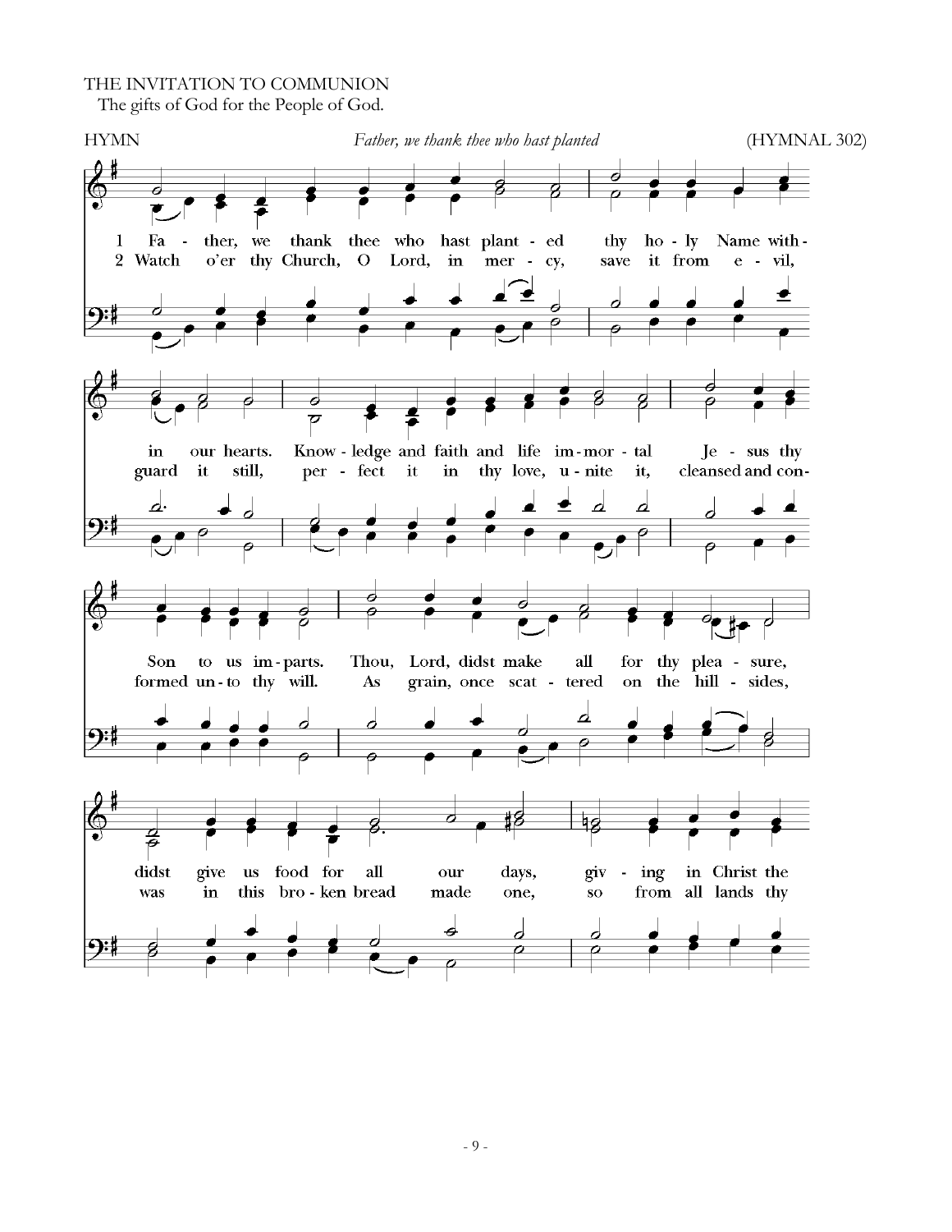THE INVITATION TO COMMUNION

The gifts of God for the People of God.

HYMN *Father, we thank thee who hast planted* (HYMNAL 302)

1 Fa - ther, we thank thee who hast plant - ed thy ho - ly Name with - in our hearts. Know - ledge and faith and life im - mor - tal Je - sus thy Son to us im - parts. Thou, Lord, didst make all for thy plea - sure, didst give us food for all our days, giv - ing in Christ the

2 Watch o'er thy Church, O Lord, in mer - cy, save it from e - vil, guard it still, per - fect it in thy love, u - nite it, cleansed and con - formed un - to thy will. As grain, once scat - tered on the hill - sides, was in this bro - ken bread made one, so from all lands thy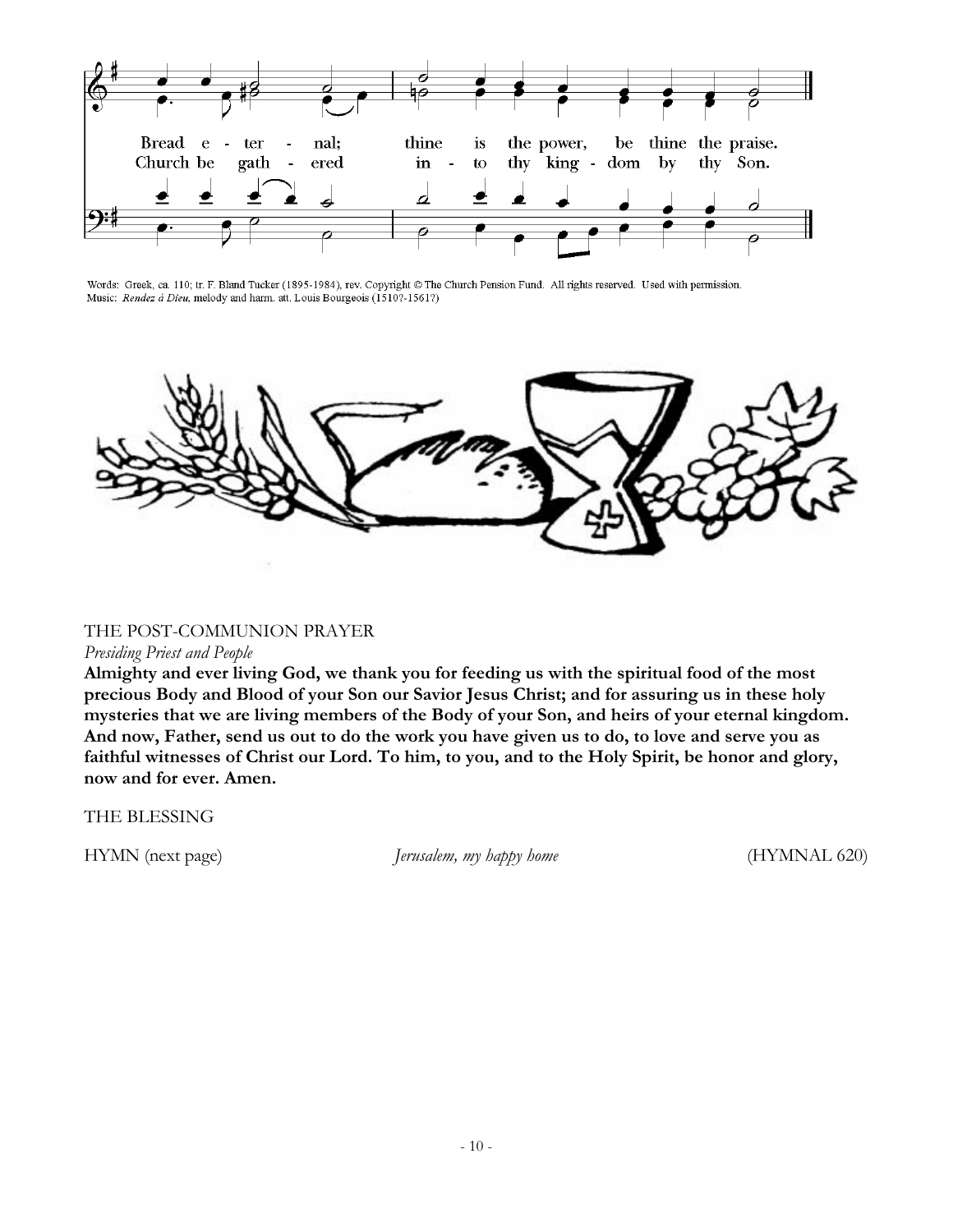Bread e - ter - nal; thine is the power, be thine the praise.
Church be gath - ered in - to thy king - dom by thy Son.

Words: Greek, ca. 110; tr. F. Bland Tucker (1895-1984), rev. Copyright © The Church Pension Fund. All rights reserved. Used with permission.
Music: *Rendez à Dieu,* melody and harm. att. Louis Bourgeois (1510?-1561?)

THE POST-COMMUNION PRAYER

*Presiding Priest and People*

**Almighty and ever living God, we thank you for feeding us with the spiritual food of the most precious Body and Blood of your Son our Savior Jesus Christ; and for assuring us in these holy mysteries that we are living members of the Body of your Son, and heirs of your eternal kingdom. And now, Father, send us out to do the work you have given us to do, to love and serve you as faithful witnesses of Christ our Lord. To him, to you, and to the Holy Spirit, be honor and glory, now and for ever. Amen.**

THE BLESSING

HYMN (next page) *Jerusalem, my happy home* (HYMNAL 620)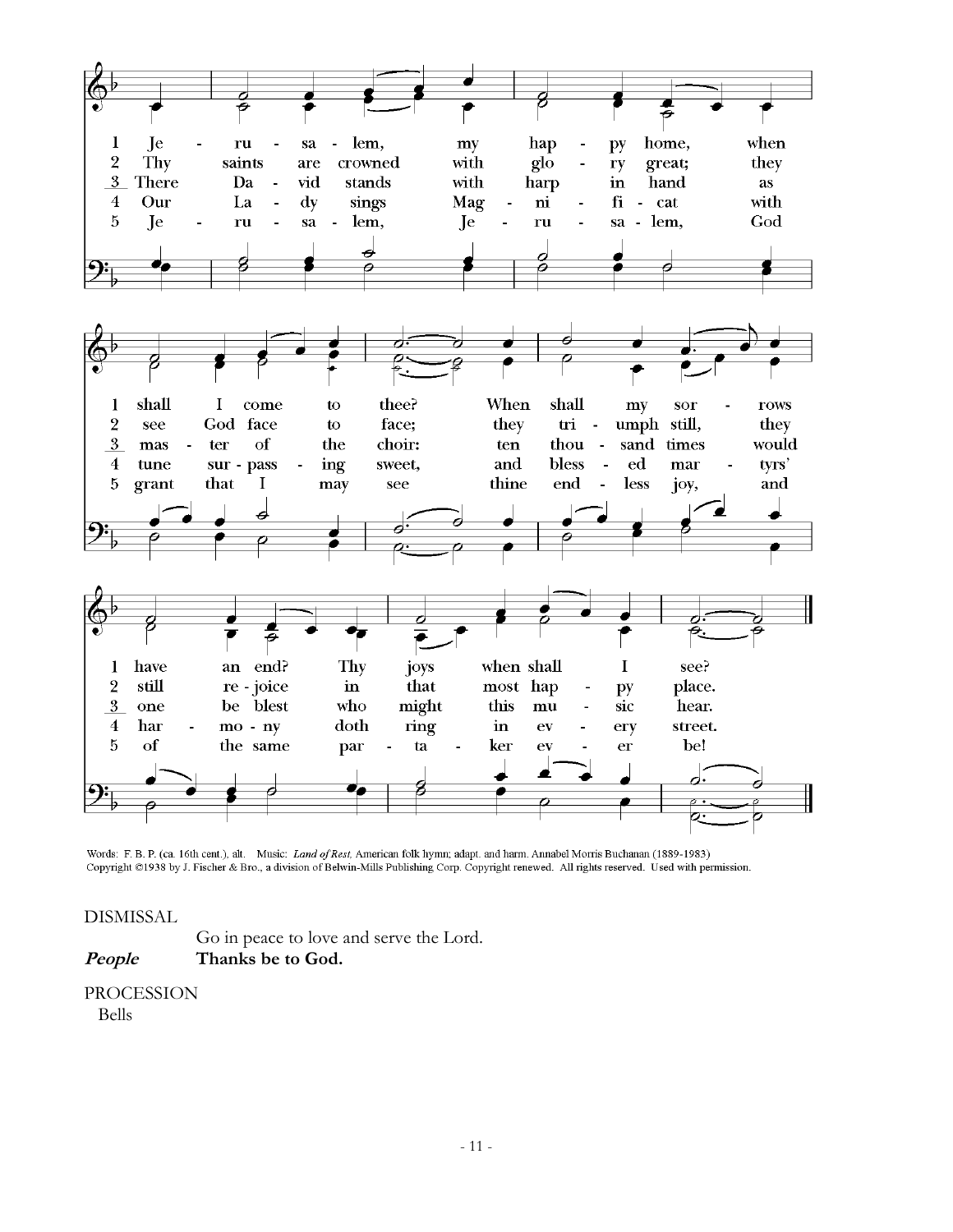1 Jerusalem, my happy home, when shall I come to thee? When shall my sorrows have an end? Thy joys when shall I see?

2 Thy saints are crowned with glory great; they see God face to face; they triumph still, they still rejoice in that most happy place.

3 There David stands with harp in hand as master of the choir: ten thousand times would one be blest who might this music hear.

4 Our Lady sings Magnificat with tune surpassing sweet, and blessed martyrs' harmony doth ring in every street.

5 Jerusalem, Jerusalem, God grant that I may see thine endless joy, and of the same partaker ever be!

Words: F. B. P. (ca. 16th cent.), alt. Music: *Land of Rest,* American folk hymn; adapt. and harm. Annabel Morris Buchanan (1889-1983)
Copyright ©1938 by J. Fischer & Bro., a division of Belwin-Mills Publishing Corp. Copyright renewed. All rights reserved. Used with permission.

DISMISSAL

Go in peace to love and serve the Lord.

***People*** **Thanks be to God.**

PROCESSION

Bells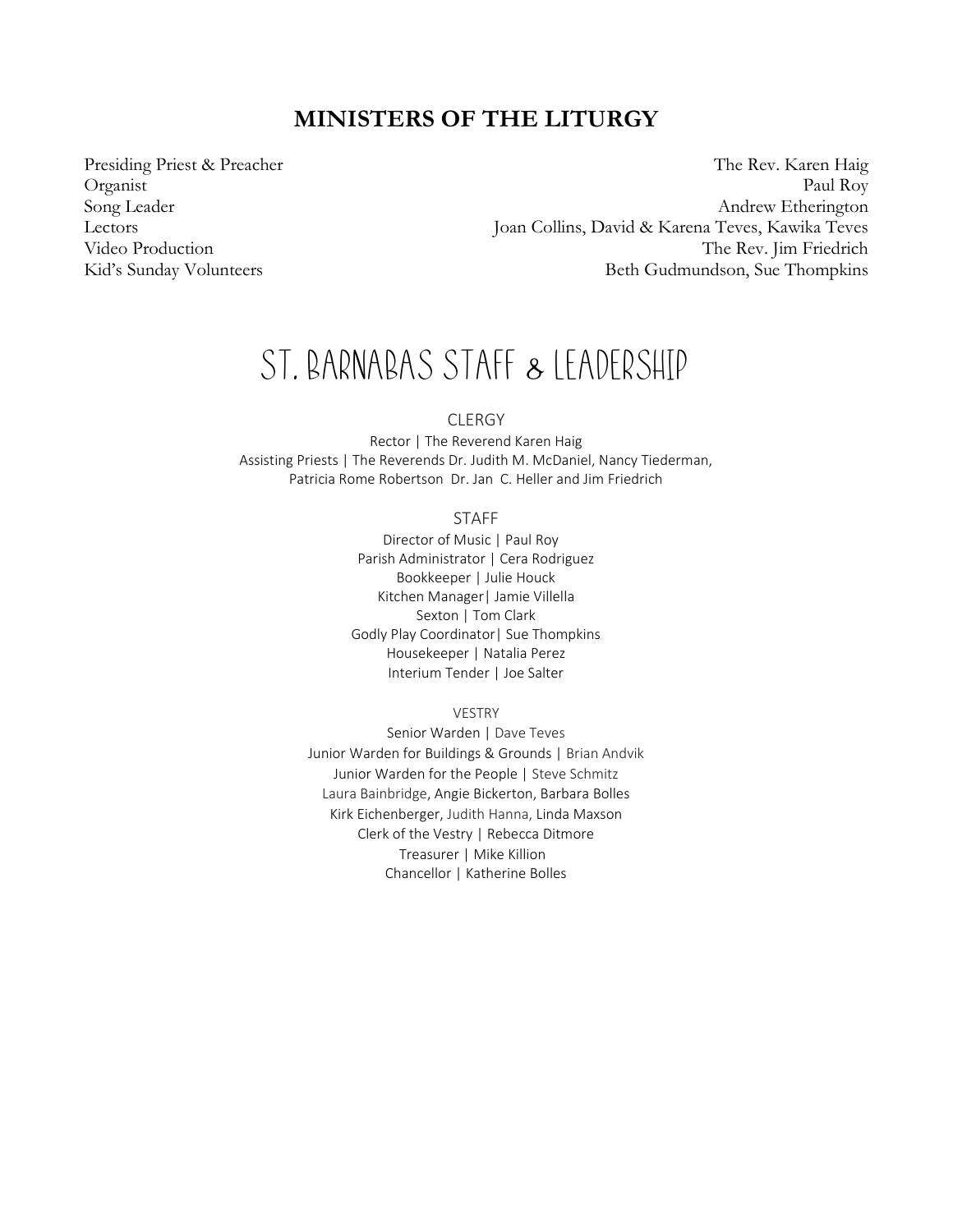## MINISTERS OF THE LITURGY

| | |
|---|---|
| Presiding Priest & Preacher | The Rev. Karen Haig |
| Organist | Paul Roy |
| Song Leader | Andrew Etherington |
| Lectors | Joan Collins, David & Karena Teves, Kawika Teves |
| Video Production | The Rev. Jim Friedrich |
| Kid's Sunday Volunteers | Beth Gudmundson, Sue Thompkins |

# ST. BARNABAS STAFF & LEADERSHIP

### CLERGY

Rector | The Reverend Karen Haig
Assisting Priests | The Reverends Dr. Judith M. McDaniel, Nancy Tiederman, Patricia Rome Robertson Dr. Jan C. Heller and Jim Friedrich

### STAFF

Director of Music | Paul Roy
Parish Administrator | Cera Rodriguez
Bookkeeper | Julie Houck
Kitchen Manager| Jamie Villella
Sexton | Tom Clark
Godly Play Coordinator| Sue Thompkins
Housekeeper | Natalia Perez
Interium Tender | Joe Salter

### VESTRY

Senior Warden | Dave Teves
Junior Warden for Buildings & Grounds | Brian Andvik
Junior Warden for the People | Steve Schmitz
Laura Bainbridge, Angie Bickerton, Barbara Bolles
Kirk Eichenberger, Judith Hanna, Linda Maxson
Clerk of the Vestry | Rebecca Ditmore
Treasurer | Mike Killion
Chancellor | Katherine Bolles